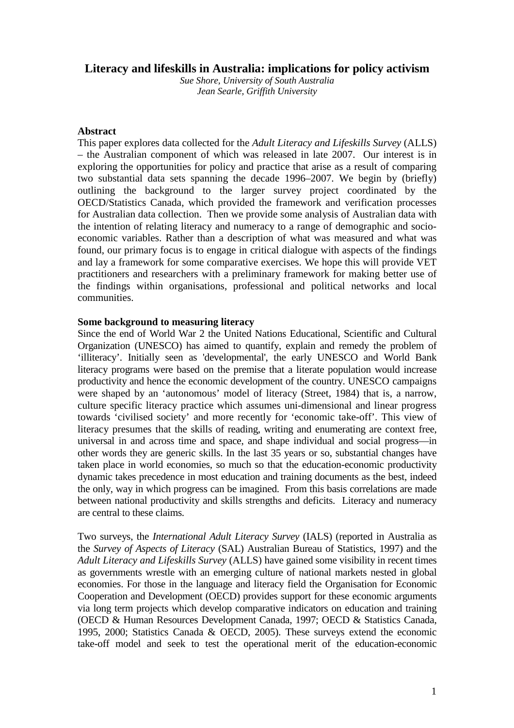# Literacy and lifeskills in Australia: implications for policy activism

*Sue Shore, University of South Australia*
*Jean Searle, Griffith University*

## Abstract

This paper explores data collected for the *Adult Literacy and Lifeskills Survey* (ALLS) – the Australian component of which was released in late 2007. Our interest is in exploring the opportunities for policy and practice that arise as a result of comparing two substantial data sets spanning the decade 1996–2007. We begin by (briefly) outlining the background to the larger survey project coordinated by the OECD/Statistics Canada, which provided the framework and verification processes for Australian data collection. Then we provide some analysis of Australian data with the intention of relating literacy and numeracy to a range of demographic and socio-economic variables. Rather than a description of what was measured and what was found, our primary focus is to engage in critical dialogue with aspects of the findings and lay a framework for some comparative exercises. We hope this will provide VET practitioners and researchers with a preliminary framework for making better use of the findings within organisations, professional and political networks and local communities.

## Some background to measuring literacy

Since the end of World War 2 the United Nations Educational, Scientific and Cultural Organization (UNESCO) has aimed to quantify, explain and remedy the problem of 'illiteracy'. Initially seen as 'developmental', the early UNESCO and World Bank literacy programs were based on the premise that a literate population would increase productivity and hence the economic development of the country. UNESCO campaigns were shaped by an 'autonomous' model of literacy (Street, 1984) that is, a narrow, culture specific literacy practice which assumes uni-dimensional and linear progress towards 'civilised society' and more recently for 'economic take-off'. This view of literacy presumes that the skills of reading, writing and enumerating are context free, universal in and across time and space, and shape individual and social progress—in other words they are generic skills. In the last 35 years or so, substantial changes have taken place in world economies, so much so that the education-economic productivity dynamic takes precedence in most education and training documents as the best, indeed the only, way in which progress can be imagined. From this basis correlations are made between national productivity and skills strengths and deficits. Literacy and numeracy are central to these claims.

Two surveys, the *International Adult Literacy Survey* (IALS) (reported in Australia as the *Survey of Aspects of Literacy* (SAL) Australian Bureau of Statistics, 1997) and the *Adult Literacy and Lifeskills Survey* (ALLS) have gained some visibility in recent times as governments wrestle with an emerging culture of national markets nested in global economies. For those in the language and literacy field the Organisation for Economic Cooperation and Development (OECD) provides support for these economic arguments via long term projects which develop comparative indicators on education and training (OECD & Human Resources Development Canada, 1997; OECD & Statistics Canada, 1995, 2000; Statistics Canada & OECD, 2005). These surveys extend the economic take-off model and seek to test the operational merit of the education-economic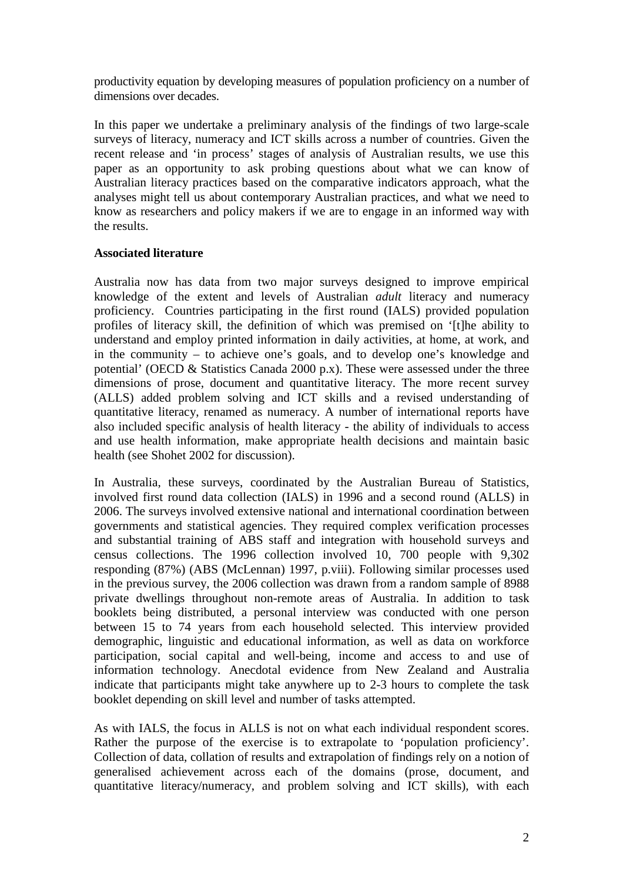productivity equation by developing measures of population proficiency on a number of dimensions over decades.

In this paper we undertake a preliminary analysis of the findings of two large-scale surveys of literacy, numeracy and ICT skills across a number of countries. Given the recent release and 'in process' stages of analysis of Australian results, we use this paper as an opportunity to ask probing questions about what we can know of Australian literacy practices based on the comparative indicators approach, what the analyses might tell us about contemporary Australian practices, and what we need to know as researchers and policy makers if we are to engage in an informed way with the results.

**Associated literature**

Australia now has data from two major surveys designed to improve empirical knowledge of the extent and levels of Australian *adult* literacy and numeracy proficiency. Countries participating in the first round (IALS) provided population profiles of literacy skill, the definition of which was premised on '[t]he ability to understand and employ printed information in daily activities, at home, at work, and in the community – to achieve one's goals, and to develop one's knowledge and potential' (OECD & Statistics Canada 2000 p.x). These were assessed under the three dimensions of prose, document and quantitative literacy. The more recent survey (ALLS) added problem solving and ICT skills and a revised understanding of quantitative literacy, renamed as numeracy. A number of international reports have also included specific analysis of health literacy - the ability of individuals to access and use health information, make appropriate health decisions and maintain basic health (see Shohet 2002 for discussion).

In Australia, these surveys, coordinated by the Australian Bureau of Statistics, involved first round data collection (IALS) in 1996 and a second round (ALLS) in 2006. The surveys involved extensive national and international coordination between governments and statistical agencies. They required complex verification processes and substantial training of ABS staff and integration with household surveys and census collections. The 1996 collection involved 10, 700 people with 9,302 responding (87%) (ABS (McLennan) 1997, p.viii). Following similar processes used in the previous survey, the 2006 collection was drawn from a random sample of 8988 private dwellings throughout non-remote areas of Australia. In addition to task booklets being distributed, a personal interview was conducted with one person between 15 to 74 years from each household selected. This interview provided demographic, linguistic and educational information, as well as data on workforce participation, social capital and well-being, income and access to and use of information technology. Anecdotal evidence from New Zealand and Australia indicate that participants might take anywhere up to 2-3 hours to complete the task booklet depending on skill level and number of tasks attempted.

As with IALS, the focus in ALLS is not on what each individual respondent scores. Rather the purpose of the exercise is to extrapolate to 'population proficiency'. Collection of data, collation of results and extrapolation of findings rely on a notion of generalised achievement across each of the domains (prose, document, and quantitative literacy/numeracy, and problem solving and ICT skills), with each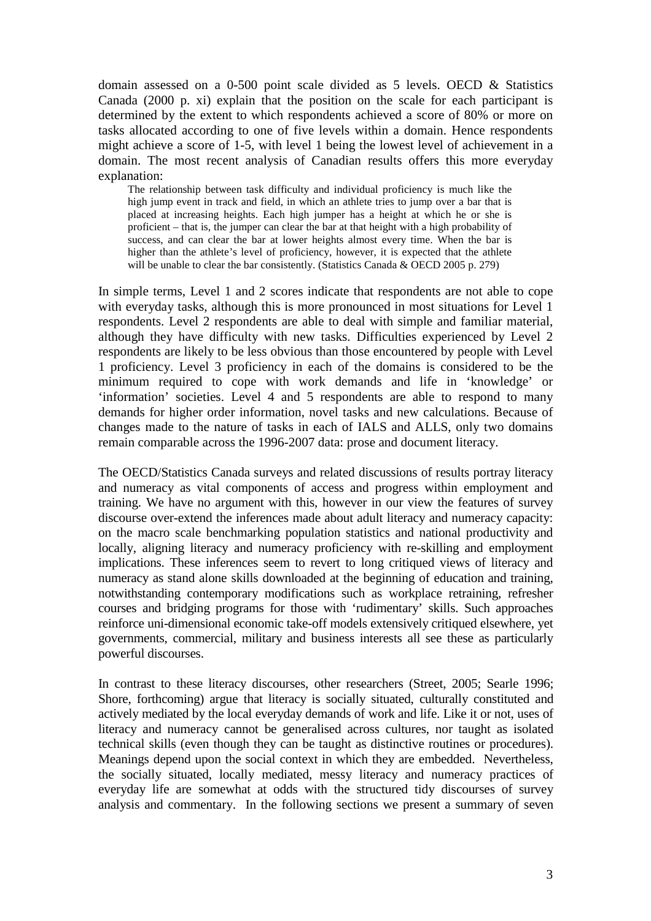domain assessed on a 0-500 point scale divided as 5 levels. OECD & Statistics Canada (2000 p. xi) explain that the position on the scale for each participant is determined by the extent to which respondents achieved a score of 80% or more on tasks allocated according to one of five levels within a domain. Hence respondents might achieve a score of 1-5, with level 1 being the lowest level of achievement in a domain. The most recent analysis of Canadian results offers this more everyday explanation:

> The relationship between task difficulty and individual proficiency is much like the high jump event in track and field, in which an athlete tries to jump over a bar that is placed at increasing heights. Each high jumper has a height at which he or she is proficient – that is, the jumper can clear the bar at that height with a high probability of success, and can clear the bar at lower heights almost every time. When the bar is higher than the athlete's level of proficiency, however, it is expected that the athlete will be unable to clear the bar consistently. (Statistics Canada & OECD 2005 p. 279)

In simple terms, Level 1 and 2 scores indicate that respondents are not able to cope with everyday tasks, although this is more pronounced in most situations for Level 1 respondents. Level 2 respondents are able to deal with simple and familiar material, although they have difficulty with new tasks. Difficulties experienced by Level 2 respondents are likely to be less obvious than those encountered by people with Level 1 proficiency. Level 3 proficiency in each of the domains is considered to be the minimum required to cope with work demands and life in 'knowledge' or 'information' societies. Level 4 and 5 respondents are able to respond to many demands for higher order information, novel tasks and new calculations. Because of changes made to the nature of tasks in each of IALS and ALLS, only two domains remain comparable across the 1996-2007 data: prose and document literacy.

The OECD/Statistics Canada surveys and related discussions of results portray literacy and numeracy as vital components of access and progress within employment and training. We have no argument with this, however in our view the features of survey discourse over-extend the inferences made about adult literacy and numeracy capacity: on the macro scale benchmarking population statistics and national productivity and locally, aligning literacy and numeracy proficiency with re-skilling and employment implications. These inferences seem to revert to long critiqued views of literacy and numeracy as stand alone skills downloaded at the beginning of education and training, notwithstanding contemporary modifications such as workplace retraining, refresher courses and bridging programs for those with 'rudimentary' skills. Such approaches reinforce uni-dimensional economic take-off models extensively critiqued elsewhere, yet governments, commercial, military and business interests all see these as particularly powerful discourses.

In contrast to these literacy discourses, other researchers (Street, 2005; Searle 1996; Shore, forthcoming) argue that literacy is socially situated, culturally constituted and actively mediated by the local everyday demands of work and life. Like it or not, uses of literacy and numeracy cannot be generalised across cultures, nor taught as isolated technical skills (even though they can be taught as distinctive routines or procedures). Meanings depend upon the social context in which they are embedded. Nevertheless, the socially situated, locally mediated, messy literacy and numeracy practices of everyday life are somewhat at odds with the structured tidy discourses of survey analysis and commentary. In the following sections we present a summary of seven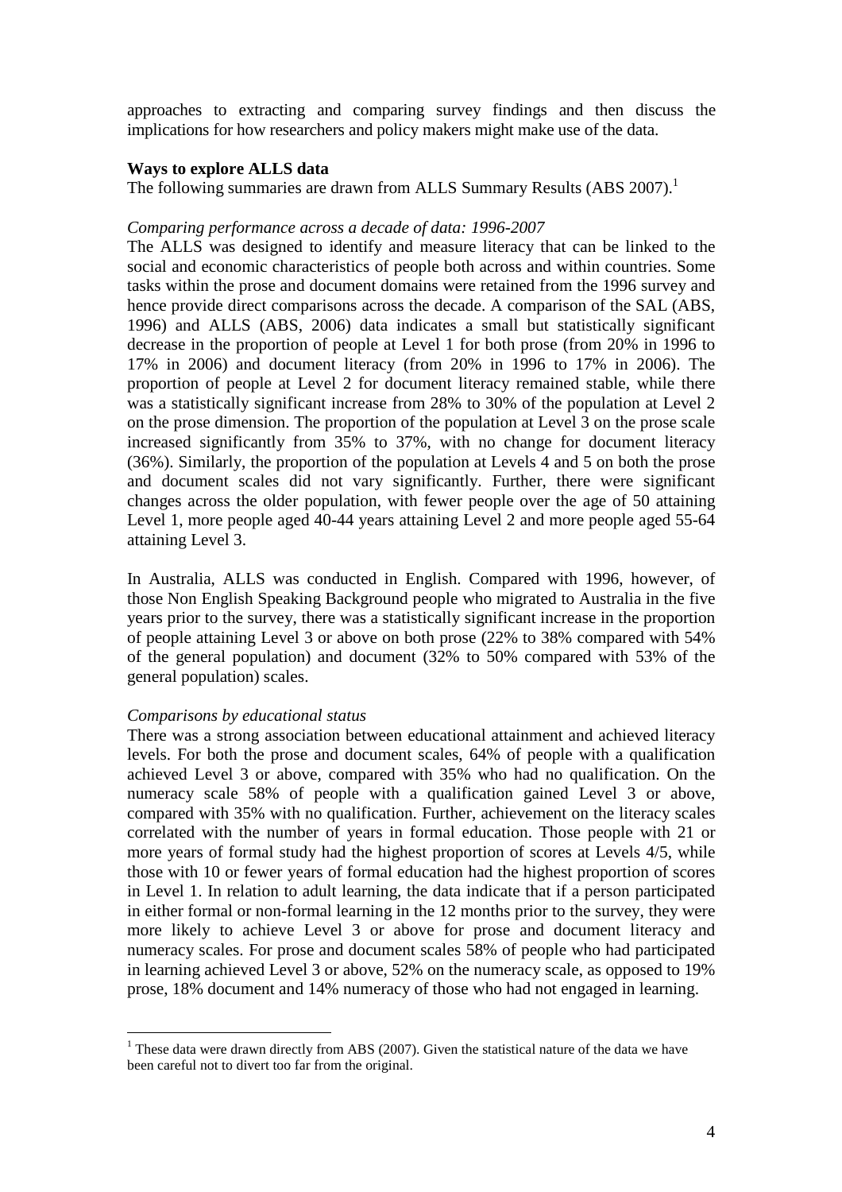approaches to extracting and comparing survey findings and then discuss the implications for how researchers and policy makers might make use of the data.

**Ways to explore ALLS data**

The following summaries are drawn from ALLS Summary Results (ABS 2007).[1]

*Comparing performance across a decade of data: 1996-2007*

The ALLS was designed to identify and measure literacy that can be linked to the social and economic characteristics of people both across and within countries. Some tasks within the prose and document domains were retained from the 1996 survey and hence provide direct comparisons across the decade. A comparison of the SAL (ABS, 1996) and ALLS (ABS, 2006) data indicates a small but statistically significant decrease in the proportion of people at Level 1 for both prose (from 20% in 1996 to 17% in 2006) and document literacy (from 20% in 1996 to 17% in 2006). The proportion of people at Level 2 for document literacy remained stable, while there was a statistically significant increase from 28% to 30% of the population at Level 2 on the prose dimension. The proportion of the population at Level 3 on the prose scale increased significantly from 35% to 37%, with no change for document literacy (36%). Similarly, the proportion of the population at Levels 4 and 5 on both the prose and document scales did not vary significantly. Further, there were significant changes across the older population, with fewer people over the age of 50 attaining Level 1, more people aged 40-44 years attaining Level 2 and more people aged 55-64 attaining Level 3.

In Australia, ALLS was conducted in English. Compared with 1996, however, of those Non English Speaking Background people who migrated to Australia in the five years prior to the survey, there was a statistically significant increase in the proportion of people attaining Level 3 or above on both prose (22% to 38% compared with 54% of the general population) and document (32% to 50% compared with 53% of the general population) scales.

*Comparisons by educational status*

There was a strong association between educational attainment and achieved literacy levels. For both the prose and document scales, 64% of people with a qualification achieved Level 3 or above, compared with 35% who had no qualification. On the numeracy scale 58% of people with a qualification gained Level 3 or above, compared with 35% with no qualification. Further, achievement on the literacy scales correlated with the number of years in formal education. Those people with 21 or more years of formal study had the highest proportion of scores at Levels 4/5, while those with 10 or fewer years of formal education had the highest proportion of scores in Level 1. In relation to adult learning, the data indicate that if a person participated in either formal or non-formal learning in the 12 months prior to the survey, they were more likely to achieve Level 3 or above for prose and document literacy and numeracy scales. For prose and document scales 58% of people who had participated in learning achieved Level 3 or above, 52% on the numeracy scale, as opposed to 19% prose, 18% document and 14% numeracy of those who had not engaged in learning.

---

[1] These data were drawn directly from ABS (2007). Given the statistical nature of the data we have been careful not to divert too far from the original.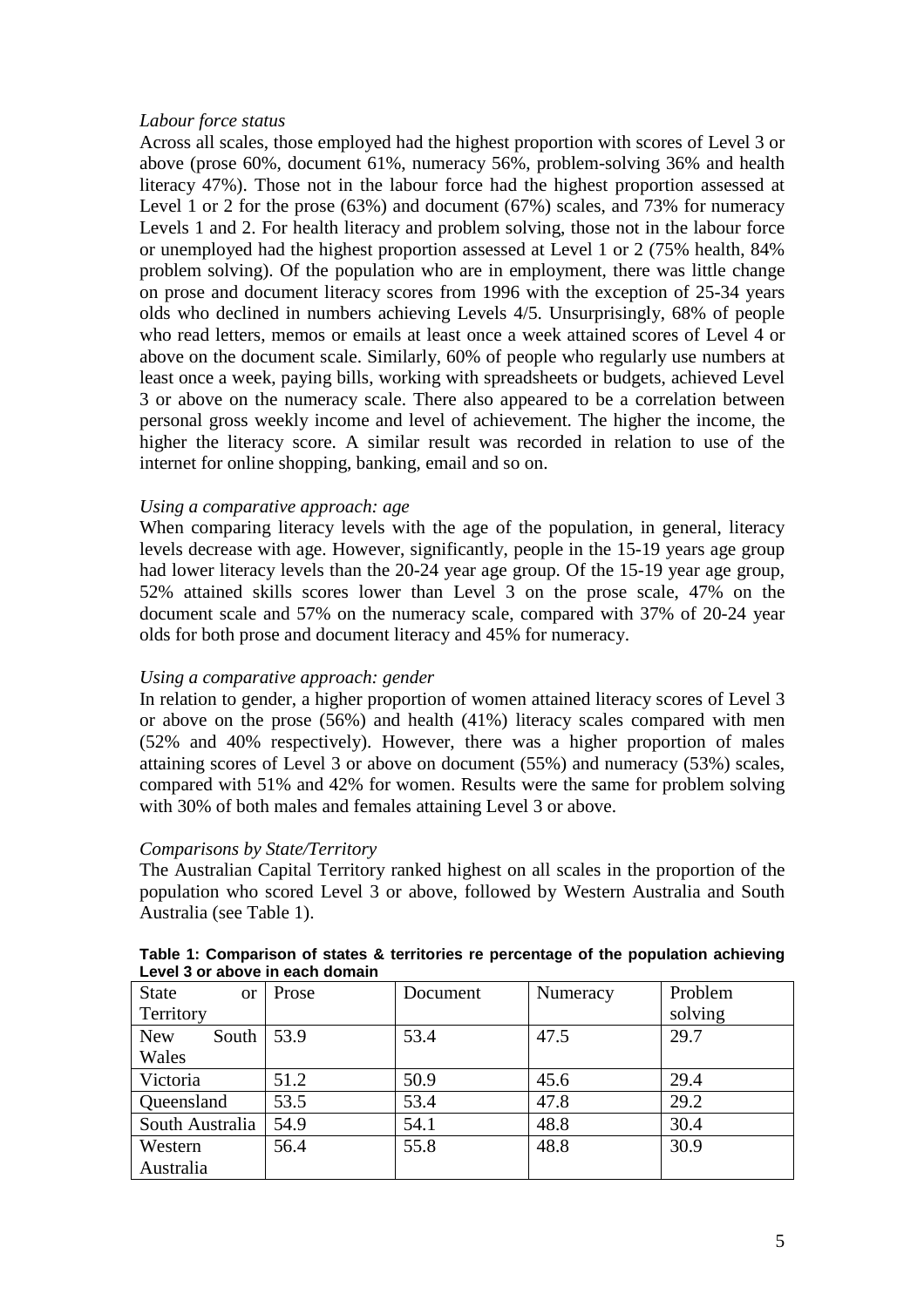*Labour force status*

Across all scales, those employed had the highest proportion with scores of Level 3 or above (prose 60%, document 61%, numeracy 56%, problem-solving 36% and health literacy 47%). Those not in the labour force had the highest proportion assessed at Level 1 or 2 for the prose (63%) and document (67%) scales, and 73% for numeracy Levels 1 and 2. For health literacy and problem solving, those not in the labour force or unemployed had the highest proportion assessed at Level 1 or 2 (75% health, 84% problem solving). Of the population who are in employment, there was little change on prose and document literacy scores from 1996 with the exception of 25-34 years olds who declined in numbers achieving Levels 4/5. Unsurprisingly, 68% of people who read letters, memos or emails at least once a week attained scores of Level 4 or above on the document scale. Similarly, 60% of people who regularly use numbers at least once a week, paying bills, working with spreadsheets or budgets, achieved Level 3 or above on the numeracy scale. There also appeared to be a correlation between personal gross weekly income and level of achievement. The higher the income, the higher the literacy score. A similar result was recorded in relation to use of the internet for online shopping, banking, email and so on.

*Using a comparative approach: age*

When comparing literacy levels with the age of the population, in general, literacy levels decrease with age. However, significantly, people in the 15-19 years age group had lower literacy levels than the 20-24 year age group. Of the 15-19 year age group, 52% attained skills scores lower than Level 3 on the prose scale, 47% on the document scale and 57% on the numeracy scale, compared with 37% of 20-24 year olds for both prose and document literacy and 45% for numeracy.

*Using a comparative approach: gender*

In relation to gender, a higher proportion of women attained literacy scores of Level 3 or above on the prose (56%) and health (41%) literacy scales compared with men (52% and 40% respectively). However, there was a higher proportion of males attaining scores of Level 3 or above on document (55%) and numeracy (53%) scales, compared with 51% and 42% for women. Results were the same for problem solving with 30% of both males and females attaining Level 3 or above.

*Comparisons by State/Territory*

The Australian Capital Territory ranked highest on all scales in the proportion of the population who scored Level 3 or above, followed by Western Australia and South Australia (see Table 1).

**Table 1: Comparison of states & territories re percentage of the population achieving Level 3 or above in each domain**

| State or Territory | Prose | Document | Numeracy | Problem solving |
|---|---|---|---|---|
| New South Wales | 53.9 | 53.4 | 47.5 | 29.7 |
| Victoria | 51.2 | 50.9 | 45.6 | 29.4 |
| Queensland | 53.5 | 53.4 | 47.8 | 29.2 |
| South Australia | 54.9 | 54.1 | 48.8 | 30.4 |
| Western Australia | 56.4 | 55.8 | 48.8 | 30.9 |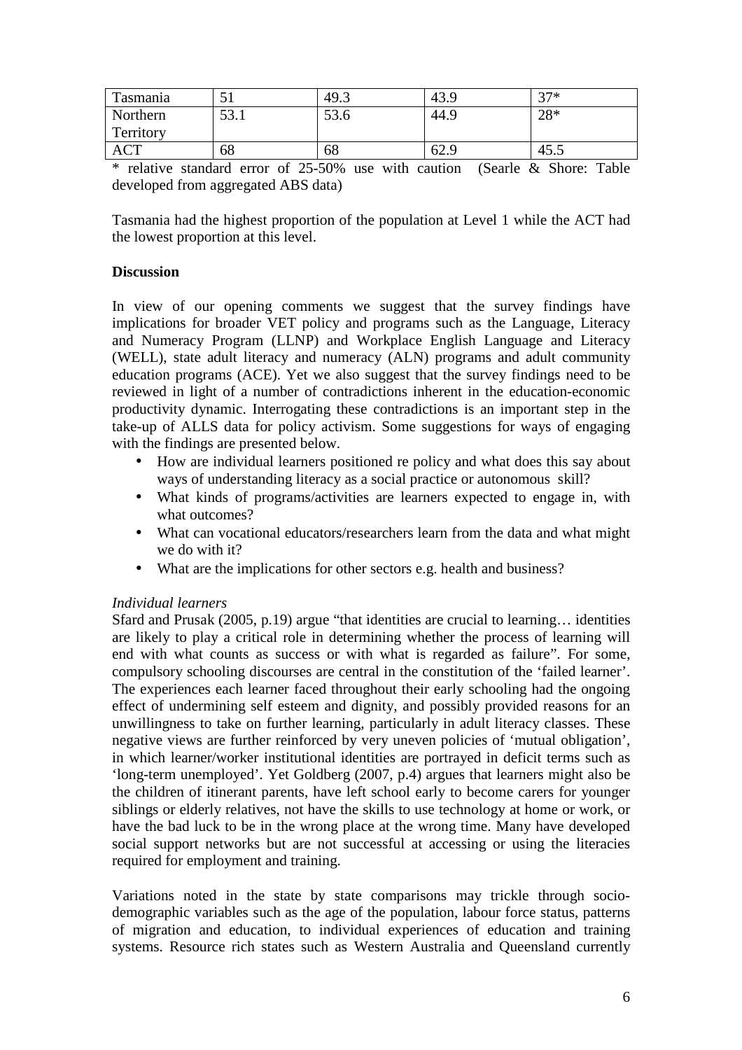| Tasmania | 51 | 49.3 | 43.9 | 37* |
|---|---|---|---|---|
| Northern Territory | 53.1 | 53.6 | 44.9 | 28* |
| ACT | 68 | 68 | 62.9 | 45.5 |

* relative standard error of 25-50% use with caution (Searle & Shore: Table developed from aggregated ABS data)

Tasmania had the highest proportion of the population at Level 1 while the ACT had the lowest proportion at this level.

**Discussion**

In view of our opening comments we suggest that the survey findings have implications for broader VET policy and programs such as the Language, Literacy and Numeracy Program (LLNP) and Workplace English Language and Literacy (WELL), state adult literacy and numeracy (ALN) programs and adult community education programs (ACE). Yet we also suggest that the survey findings need to be reviewed in light of a number of contradictions inherent in the education-economic productivity dynamic. Interrogating these contradictions is an important step in the take-up of ALLS data for policy activism. Some suggestions for ways of engaging with the findings are presented below.

- How are individual learners positioned re policy and what does this say about ways of understanding literacy as a social practice or autonomous skill?
- What kinds of programs/activities are learners expected to engage in, with what outcomes?
- What can vocational educators/researchers learn from the data and what might we do with it?
- What are the implications for other sectors e.g. health and business?

*Individual learners*

Sfard and Prusak (2005, p.19) argue "that identities are crucial to learning… identities are likely to play a critical role in determining whether the process of learning will end with what counts as success or with what is regarded as failure". For some, compulsory schooling discourses are central in the constitution of the 'failed learner'. The experiences each learner faced throughout their early schooling had the ongoing effect of undermining self esteem and dignity, and possibly provided reasons for an unwillingness to take on further learning, particularly in adult literacy classes. These negative views are further reinforced by very uneven policies of 'mutual obligation', in which learner/worker institutional identities are portrayed in deficit terms such as 'long-term unemployed'. Yet Goldberg (2007, p.4) argues that learners might also be the children of itinerant parents, have left school early to become carers for younger siblings or elderly relatives, not have the skills to use technology at home or work, or have the bad luck to be in the wrong place at the wrong time. Many have developed social support networks but are not successful at accessing or using the literacies required for employment and training.

Variations noted in the state by state comparisons may trickle through socio-demographic variables such as the age of the population, labour force status, patterns of migration and education, to individual experiences of education and training systems. Resource rich states such as Western Australia and Queensland currently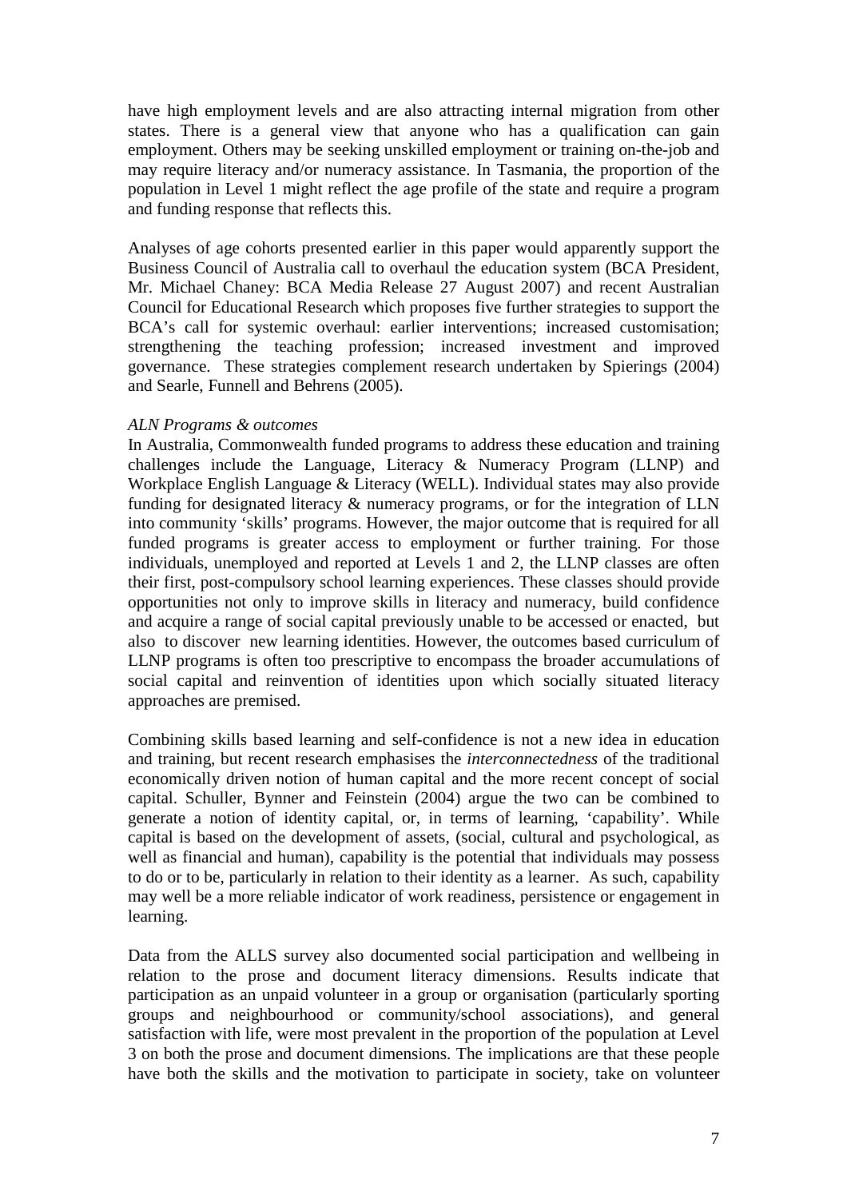have high employment levels and are also attracting internal migration from other states. There is a general view that anyone who has a qualification can gain employment. Others may be seeking unskilled employment or training on-the-job and may require literacy and/or numeracy assistance. In Tasmania, the proportion of the population in Level 1 might reflect the age profile of the state and require a program and funding response that reflects this.

Analyses of age cohorts presented earlier in this paper would apparently support the Business Council of Australia call to overhaul the education system (BCA President, Mr. Michael Chaney: BCA Media Release 27 August 2007) and recent Australian Council for Educational Research which proposes five further strategies to support the BCA's call for systemic overhaul: earlier interventions; increased customisation; strengthening the teaching profession; increased investment and improved governance. These strategies complement research undertaken by Spierings (2004) and Searle, Funnell and Behrens (2005).

*ALN Programs & outcomes*

In Australia, Commonwealth funded programs to address these education and training challenges include the Language, Literacy & Numeracy Program (LLNP) and Workplace English Language & Literacy (WELL). Individual states may also provide funding for designated literacy & numeracy programs, or for the integration of LLN into community 'skills' programs. However, the major outcome that is required for all funded programs is greater access to employment or further training. For those individuals, unemployed and reported at Levels 1 and 2, the LLNP classes are often their first, post-compulsory school learning experiences. These classes should provide opportunities not only to improve skills in literacy and numeracy, build confidence and acquire a range of social capital previously unable to be accessed or enacted, but also to discover new learning identities. However, the outcomes based curriculum of LLNP programs is often too prescriptive to encompass the broader accumulations of social capital and reinvention of identities upon which socially situated literacy approaches are premised.

Combining skills based learning and self-confidence is not a new idea in education and training, but recent research emphasises the *interconnectedness* of the traditional economically driven notion of human capital and the more recent concept of social capital. Schuller, Bynner and Feinstein (2004) argue the two can be combined to generate a notion of identity capital, or, in terms of learning, 'capability'. While capital is based on the development of assets, (social, cultural and psychological, as well as financial and human), capability is the potential that individuals may possess to do or to be, particularly in relation to their identity as a learner. As such, capability may well be a more reliable indicator of work readiness, persistence or engagement in learning.

Data from the ALLS survey also documented social participation and wellbeing in relation to the prose and document literacy dimensions. Results indicate that participation as an unpaid volunteer in a group or organisation (particularly sporting groups and neighbourhood or community/school associations), and general satisfaction with life, were most prevalent in the proportion of the population at Level 3 on both the prose and document dimensions. The implications are that these people have both the skills and the motivation to participate in society, take on volunteer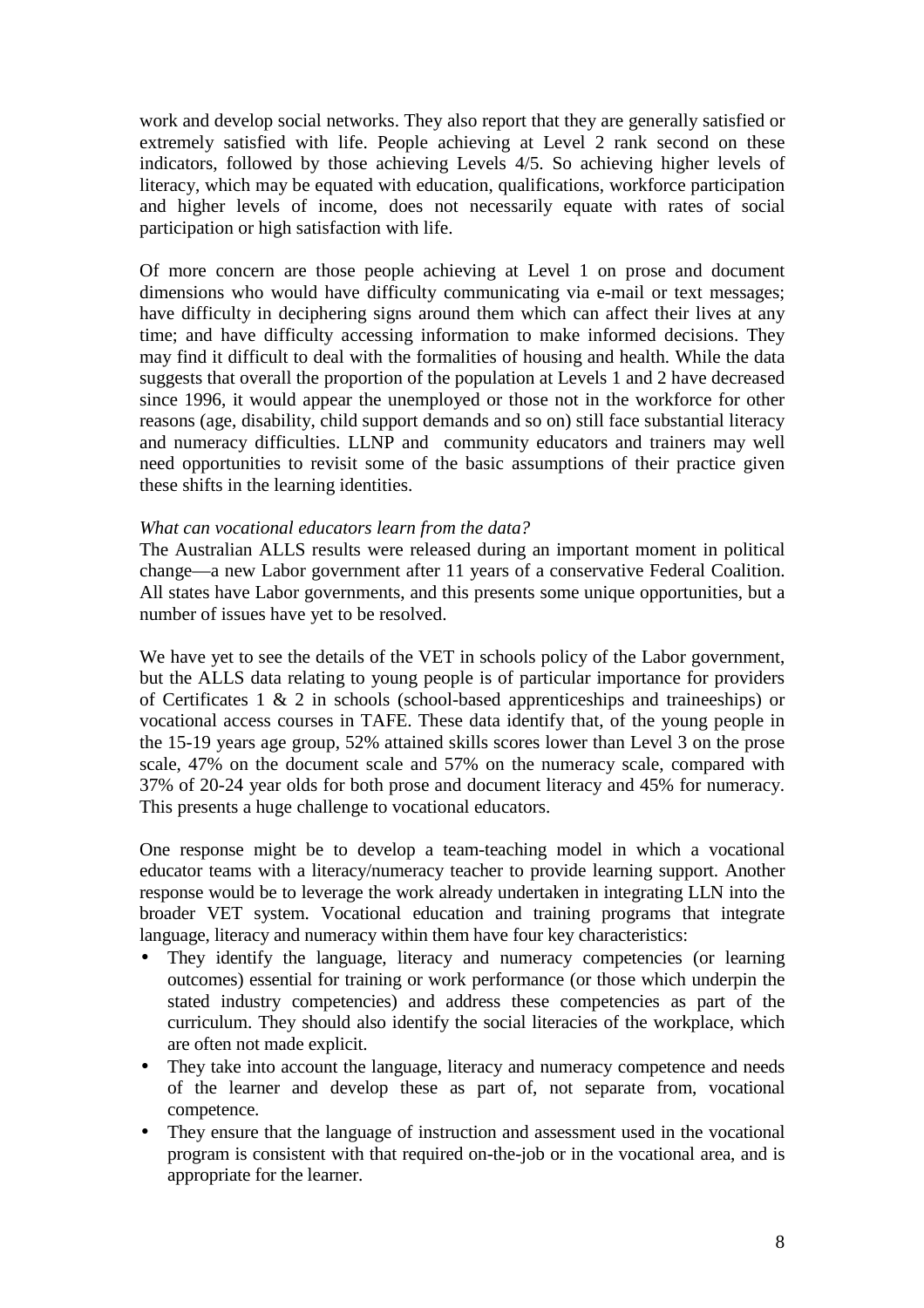work and develop social networks. They also report that they are generally satisfied or extremely satisfied with life. People achieving at Level 2 rank second on these indicators, followed by those achieving Levels 4/5. So achieving higher levels of literacy, which may be equated with education, qualifications, workforce participation and higher levels of income, does not necessarily equate with rates of social participation or high satisfaction with life.

Of more concern are those people achieving at Level 1 on prose and document dimensions who would have difficulty communicating via e-mail or text messages; have difficulty in deciphering signs around them which can affect their lives at any time; and have difficulty accessing information to make informed decisions. They may find it difficult to deal with the formalities of housing and health. While the data suggests that overall the proportion of the population at Levels 1 and 2 have decreased since 1996, it would appear the unemployed or those not in the workforce for other reasons (age, disability, child support demands and so on) still face substantial literacy and numeracy difficulties. LLNP and community educators and trainers may well need opportunities to revisit some of the basic assumptions of their practice given these shifts in the learning identities.

*What can vocational educators learn from the data?*

The Australian ALLS results were released during an important moment in political change—a new Labor government after 11 years of a conservative Federal Coalition. All states have Labor governments, and this presents some unique opportunities, but a number of issues have yet to be resolved.

We have yet to see the details of the VET in schools policy of the Labor government, but the ALLS data relating to young people is of particular importance for providers of Certificates 1 & 2 in schools (school-based apprenticeships and traineeships) or vocational access courses in TAFE. These data identify that, of the young people in the 15-19 years age group, 52% attained skills scores lower than Level 3 on the prose scale, 47% on the document scale and 57% on the numeracy scale, compared with 37% of 20-24 year olds for both prose and document literacy and 45% for numeracy. This presents a huge challenge to vocational educators.

One response might be to develop a team-teaching model in which a vocational educator teams with a literacy/numeracy teacher to provide learning support. Another response would be to leverage the work already undertaken in integrating LLN into the broader VET system. Vocational education and training programs that integrate language, literacy and numeracy within them have four key characteristics:

- They identify the language, literacy and numeracy competencies (or learning outcomes) essential for training or work performance (or those which underpin the stated industry competencies) and address these competencies as part of the curriculum. They should also identify the social literacies of the workplace, which are often not made explicit.
- They take into account the language, literacy and numeracy competence and needs of the learner and develop these as part of, not separate from, vocational competence.
- They ensure that the language of instruction and assessment used in the vocational program is consistent with that required on-the-job or in the vocational area, and is appropriate for the learner.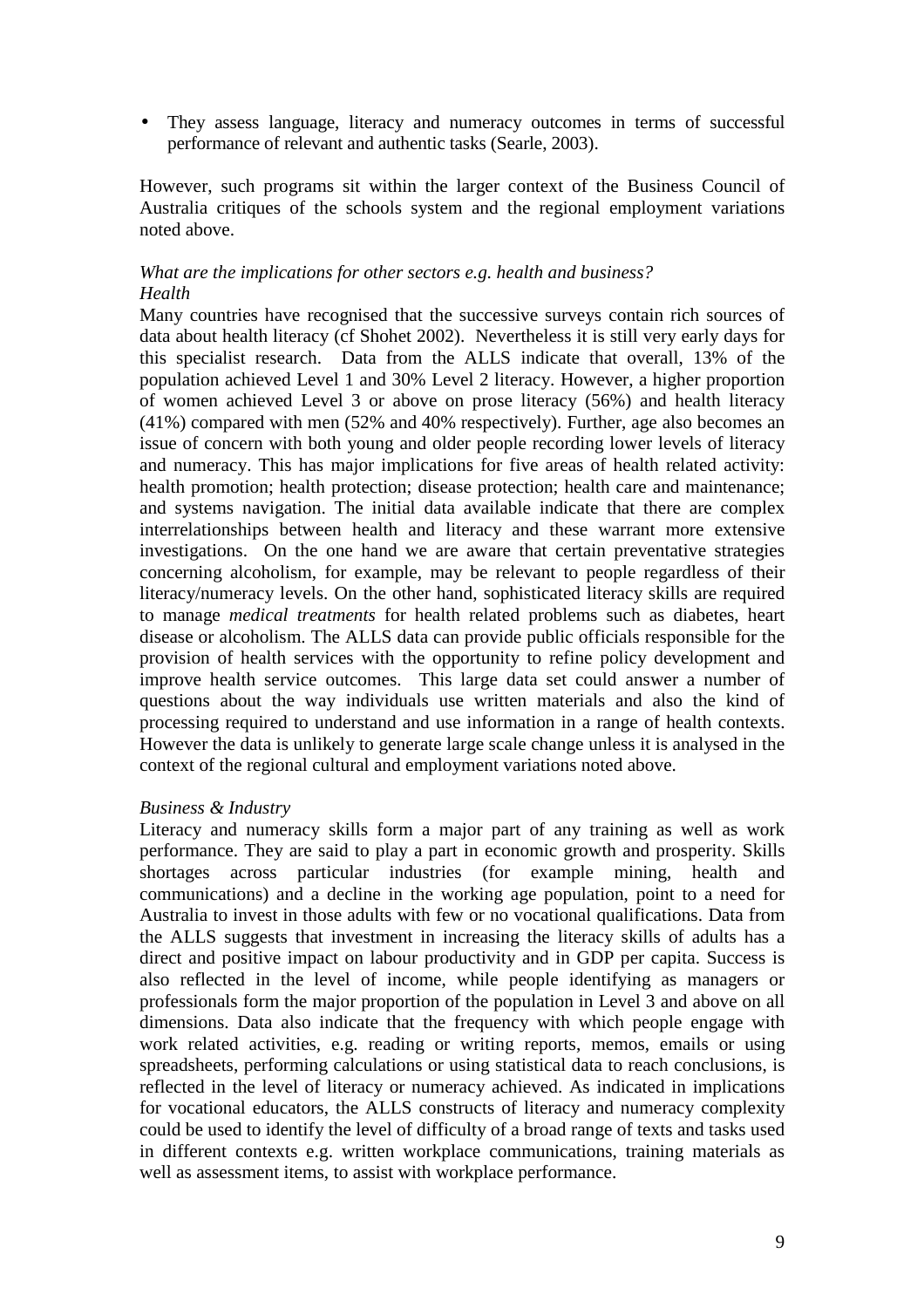- They assess language, literacy and numeracy outcomes in terms of successful performance of relevant and authentic tasks (Searle, 2003).

However, such programs sit within the larger context of the Business Council of Australia critiques of the schools system and the regional employment variations noted above.

*What are the implications for other sectors e.g. health and business?*
*Health*

Many countries have recognised that the successive surveys contain rich sources of data about health literacy (cf Shohet 2002). Nevertheless it is still very early days for this specialist research. Data from the ALLS indicate that overall, 13% of the population achieved Level 1 and 30% Level 2 literacy. However, a higher proportion of women achieved Level 3 or above on prose literacy (56%) and health literacy (41%) compared with men (52% and 40% respectively). Further, age also becomes an issue of concern with both young and older people recording lower levels of literacy and numeracy. This has major implications for five areas of health related activity: health promotion; health protection; disease protection; health care and maintenance; and systems navigation. The initial data available indicate that there are complex interrelationships between health and literacy and these warrant more extensive investigations. On the one hand we are aware that certain preventative strategies concerning alcoholism, for example, may be relevant to people regardless of their literacy/numeracy levels. On the other hand, sophisticated literacy skills are required to manage *medical treatments* for health related problems such as diabetes, heart disease or alcoholism. The ALLS data can provide public officials responsible for the provision of health services with the opportunity to refine policy development and improve health service outcomes. This large data set could answer a number of questions about the way individuals use written materials and also the kind of processing required to understand and use information in a range of health contexts. However the data is unlikely to generate large scale change unless it is analysed in the context of the regional cultural and employment variations noted above.

*Business & Industry*

Literacy and numeracy skills form a major part of any training as well as work performance. They are said to play a part in economic growth and prosperity. Skills shortages across particular industries (for example mining, health and communications) and a decline in the working age population, point to a need for Australia to invest in those adults with few or no vocational qualifications. Data from the ALLS suggests that investment in increasing the literacy skills of adults has a direct and positive impact on labour productivity and in GDP per capita. Success is also reflected in the level of income, while people identifying as managers or professionals form the major proportion of the population in Level 3 and above on all dimensions. Data also indicate that the frequency with which people engage with work related activities, e.g. reading or writing reports, memos, emails or using spreadsheets, performing calculations or using statistical data to reach conclusions, is reflected in the level of literacy or numeracy achieved. As indicated in implications for vocational educators, the ALLS constructs of literacy and numeracy complexity could be used to identify the level of difficulty of a broad range of texts and tasks used in different contexts e.g. written workplace communications, training materials as well as assessment items, to assist with workplace performance.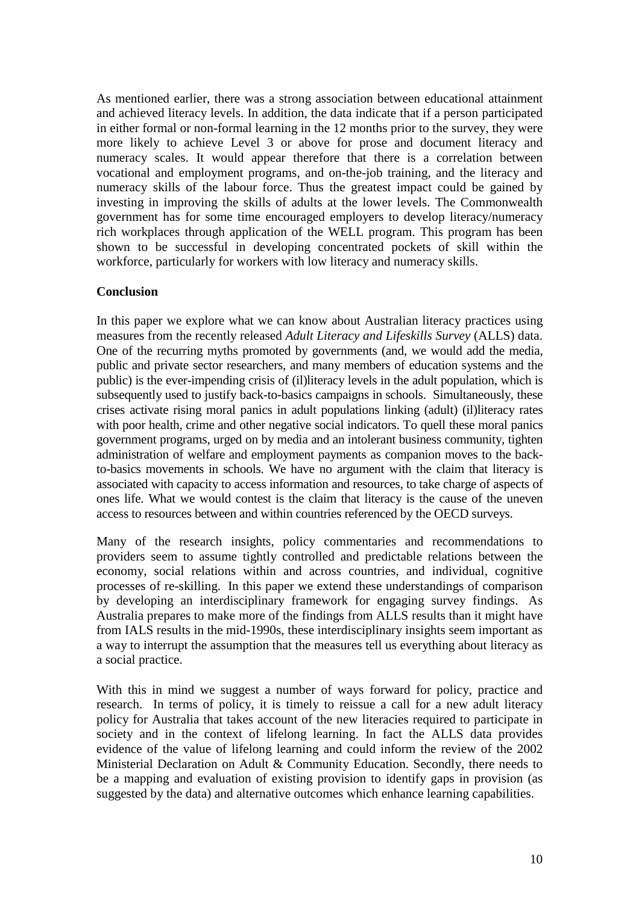As mentioned earlier, there was a strong association between educational attainment and achieved literacy levels. In addition, the data indicate that if a person participated in either formal or non-formal learning in the 12 months prior to the survey, they were more likely to achieve Level 3 or above for prose and document literacy and numeracy scales. It would appear therefore that there is a correlation between vocational and employment programs, and on-the-job training, and the literacy and numeracy skills of the labour force. Thus the greatest impact could be gained by investing in improving the skills of adults at the lower levels. The Commonwealth government has for some time encouraged employers to develop literacy/numeracy rich workplaces through application of the WELL program. This program has been shown to be successful in developing concentrated pockets of skill within the workforce, particularly for workers with low literacy and numeracy skills.

**Conclusion**

In this paper we explore what we can know about Australian literacy practices using measures from the recently released *Adult Literacy and Lifeskills Survey* (ALLS) data. One of the recurring myths promoted by governments (and, we would add the media, public and private sector researchers, and many members of education systems and the public) is the ever-impending crisis of (il)literacy levels in the adult population, which is subsequently used to justify back-to-basics campaigns in schools. Simultaneously, these crises activate rising moral panics in adult populations linking (adult) (il)literacy rates with poor health, crime and other negative social indicators. To quell these moral panics government programs, urged on by media and an intolerant business community, tighten administration of welfare and employment payments as companion moves to the back-to-basics movements in schools. We have no argument with the claim that literacy is associated with capacity to access information and resources, to take charge of aspects of ones life. What we would contest is the claim that literacy is the cause of the uneven access to resources between and within countries referenced by the OECD surveys.

Many of the research insights, policy commentaries and recommendations to providers seem to assume tightly controlled and predictable relations between the economy, social relations within and across countries, and individual, cognitive processes of re-skilling. In this paper we extend these understandings of comparison by developing an interdisciplinary framework for engaging survey findings. As Australia prepares to make more of the findings from ALLS results than it might have from IALS results in the mid-1990s, these interdisciplinary insights seem important as a way to interrupt the assumption that the measures tell us everything about literacy as a social practice.

With this in mind we suggest a number of ways forward for policy, practice and research. In terms of policy, it is timely to reissue a call for a new adult literacy policy for Australia that takes account of the new literacies required to participate in society and in the context of lifelong learning. In fact the ALLS data provides evidence of the value of lifelong learning and could inform the review of the 2002 Ministerial Declaration on Adult & Community Education. Secondly, there needs to be a mapping and evaluation of existing provision to identify gaps in provision (as suggested by the data) and alternative outcomes which enhance learning capabilities.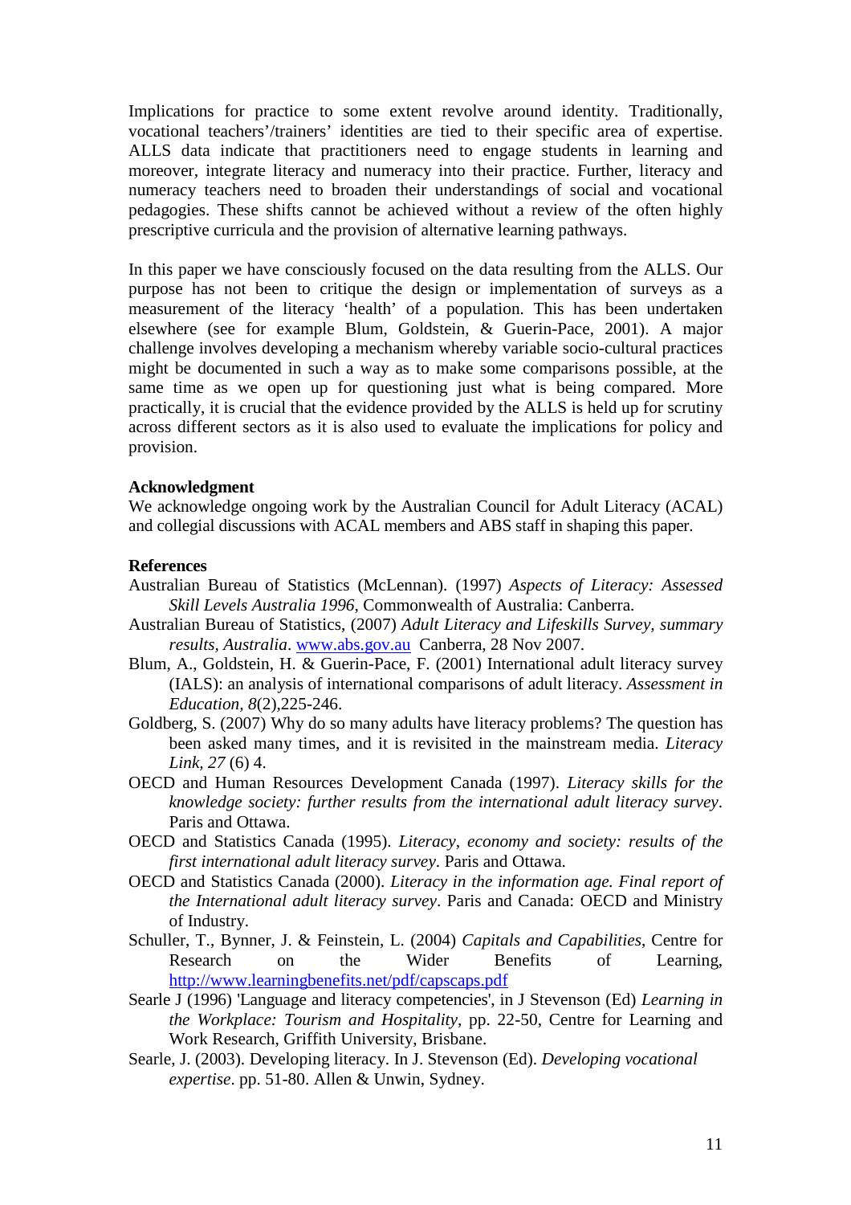Implications for practice to some extent revolve around identity. Traditionally, vocational teachers'/trainers' identities are tied to their specific area of expertise. ALLS data indicate that practitioners need to engage students in learning and moreover, integrate literacy and numeracy into their practice. Further, literacy and numeracy teachers need to broaden their understandings of social and vocational pedagogies. These shifts cannot be achieved without a review of the often highly prescriptive curricula and the provision of alternative learning pathways.

In this paper we have consciously focused on the data resulting from the ALLS. Our purpose has not been to critique the design or implementation of surveys as a measurement of the literacy 'health' of a population. This has been undertaken elsewhere (see for example Blum, Goldstein, & Guerin-Pace, 2001). A major challenge involves developing a mechanism whereby variable socio-cultural practices might be documented in such a way as to make some comparisons possible, at the same time as we open up for questioning just what is being compared. More practically, it is crucial that the evidence provided by the ALLS is held up for scrutiny across different sectors as it is also used to evaluate the implications for policy and provision.

**Acknowledgment**

We acknowledge ongoing work by the Australian Council for Adult Literacy (ACAL) and collegial discussions with ACAL members and ABS staff in shaping this paper.

**References**

Australian Bureau of Statistics (McLennan). (1997) *Aspects of Literacy: Assessed Skill Levels Australia 1996,* Commonwealth of Australia: Canberra.

Australian Bureau of Statistics, (2007) *Adult Literacy and Lifeskills Survey, summary results, Australia*. www.abs.gov.au Canberra, 28 Nov 2007.

Blum, A., Goldstein, H. & Guerin-Pace, F. (2001) International adult literacy survey (IALS): an analysis of international comparisons of adult literacy. *Assessment in Education, 8*(2),225-246.

Goldberg, S. (2007) Why do so many adults have literacy problems? The question has been asked many times, and it is revisited in the mainstream media. *Literacy Link, 27* (6) 4.

OECD and Human Resources Development Canada (1997). *Literacy skills for the knowledge society: further results from the international adult literacy survey*. Paris and Ottawa.

OECD and Statistics Canada (1995). *Literacy, economy and society: results of the first international adult literacy survey*. Paris and Ottawa.

OECD and Statistics Canada (2000). *Literacy in the information age. Final report of the International adult literacy survey*. Paris and Canada: OECD and Ministry of Industry.

Schuller, T., Bynner, J. & Feinstein, L. (2004) *Capitals and Capabilities*, Centre for Research on the Wider Benefits of Learning, http://www.learningbenefits.net/pdf/capscaps.pdf

Searle J (1996) 'Language and literacy competencies', in J Stevenson (Ed) *Learning in the Workplace: Tourism and Hospitality*, pp. 22-50, Centre for Learning and Work Research, Griffith University, Brisbane.

Searle, J. (2003). Developing literacy. In J. Stevenson (Ed). *Developing vocational expertise*. pp. 51-80. Allen & Unwin, Sydney.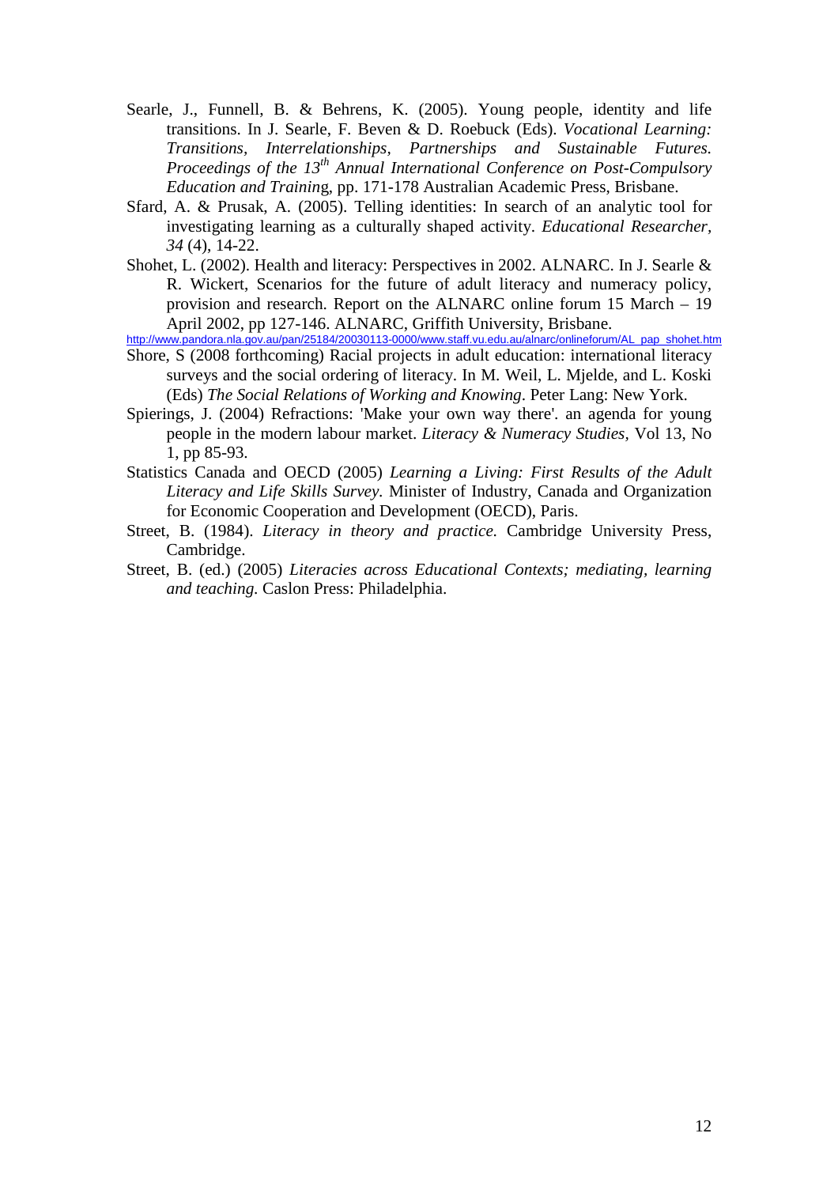Searle, J., Funnell, B. & Behrens, K. (2005). Young people, identity and life transitions. In J. Searle, F. Beven & D. Roebuck (Eds). *Vocational Learning: Transitions, Interrelationships, Partnerships and Sustainable Futures. Proceedings of the 13th Annual International Conference on Post-Compulsory Education and Trainin*g, pp. 171-178 Australian Academic Press, Brisbane.

Sfard, A. & Prusak, A. (2005). Telling identities: In search of an analytic tool for investigating learning as a culturally shaped activity. *Educational Researcher, 34* (4), 14-22.

Shohet, L. (2002). Health and literacy: Perspectives in 2002. ALNARC. In J. Searle & R. Wickert, Scenarios for the future of adult literacy and numeracy policy, provision and research. Report on the ALNARC online forum 15 March – 19 April 2002, pp 127-146. ALNARC, Griffith University, Brisbane. http://www.pandora.nla.gov.au/pan/25184/20030113-0000/www.staff.vu.edu.au/alnarc/onlineforum/AL_pap_shohet.htm

Shore, S (2008 forthcoming) Racial projects in adult education: international literacy surveys and the social ordering of literacy. In M. Weil, L. Mjelde, and L. Koski (Eds) *The Social Relations of Working and Knowing*. Peter Lang: New York.

Spierings, J. (2004) Refractions: 'Make your own way there'. an agenda for young people in the modern labour market. *Literacy & Numeracy Studies*, Vol 13, No 1, pp 85-93.

Statistics Canada and OECD (2005) *Learning a Living: First Results of the Adult Literacy and Life Skills Survey.* Minister of Industry, Canada and Organization for Economic Cooperation and Development (OECD), Paris.

Street, B. (1984). *Literacy in theory and practice.* Cambridge University Press, Cambridge.

Street, B. (ed.) (2005) *Literacies across Educational Contexts; mediating, learning and teaching.* Caslon Press: Philadelphia.